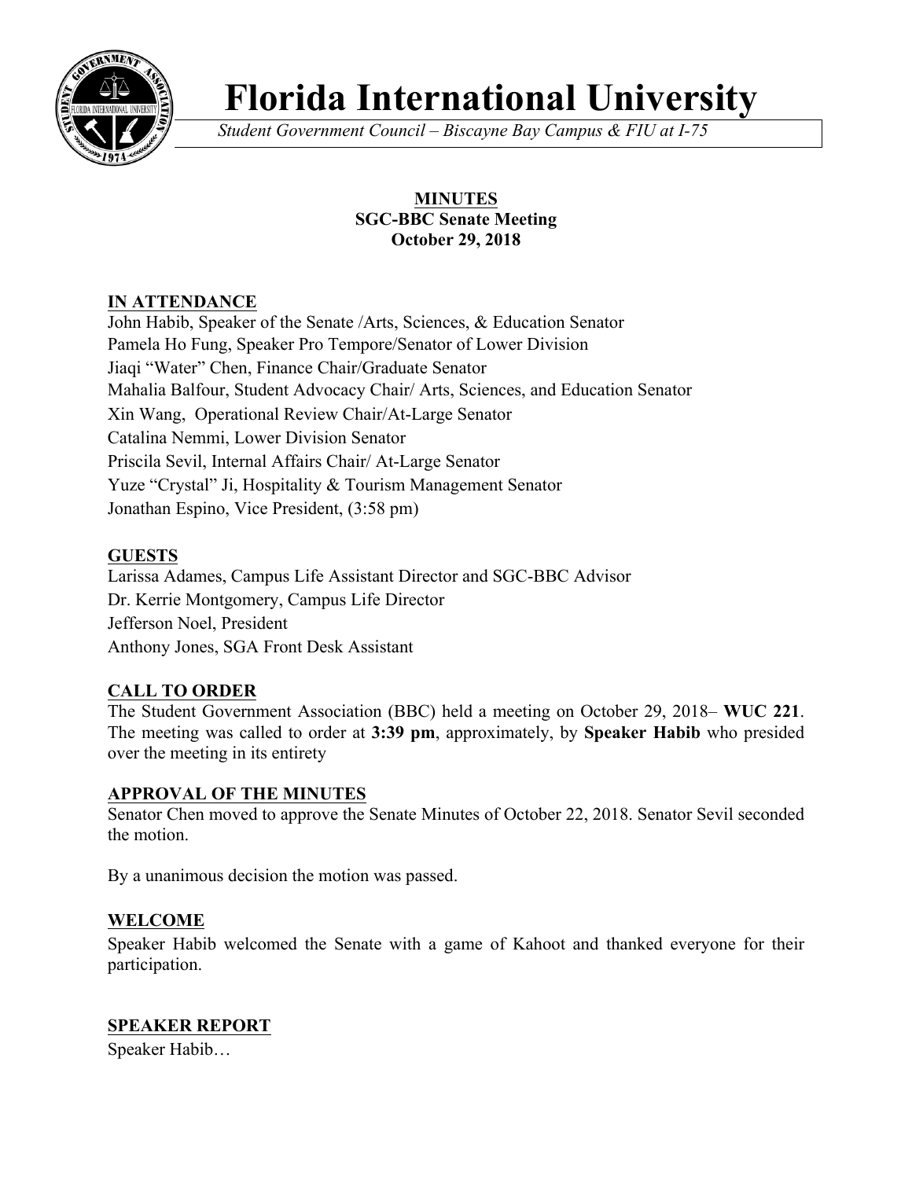# Florida International University

*Student Government Council – Biscayne Bay Campus & FIU at I-75*

**MINUTES**
**SGC-BBC Senate Meeting**
**October 29, 2018**

## IN ATTENDANCE

John Habib, Speaker of the Senate /Arts, Sciences, & Education Senator
Pamela Ho Fung, Speaker Pro Tempore/Senator of Lower Division
Jiaqi "Water" Chen, Finance Chair/Graduate Senator
Mahalia Balfour, Student Advocacy Chair/ Arts, Sciences, and Education Senator
Xin Wang, Operational Review Chair/At-Large Senator
Catalina Nemmi, Lower Division Senator
Priscila Sevil, Internal Affairs Chair/ At-Large Senator
Yuze "Crystal" Ji, Hospitality & Tourism Management Senator
Jonathan Espino, Vice President, (3:58 pm)

## GUESTS

Larissa Adames, Campus Life Assistant Director and SGC-BBC Advisor
Dr. Kerrie Montgomery, Campus Life Director
Jefferson Noel, President
Anthony Jones, SGA Front Desk Assistant

## CALL TO ORDER

The Student Government Association (BBC) held a meeting on October 29, 2018– **WUC 221**. The meeting was called to order at **3:39 pm**, approximately, by **Speaker Habib** who presided over the meeting in its entirety

## APPROVAL OF THE MINUTES

Senator Chen moved to approve the Senate Minutes of October 22, 2018. Senator Sevil seconded the motion.

By a unanimous decision the motion was passed.

## WELCOME

Speaker Habib welcomed the Senate with a game of Kahoot and thanked everyone for their participation.

## SPEAKER REPORT

Speaker Habib…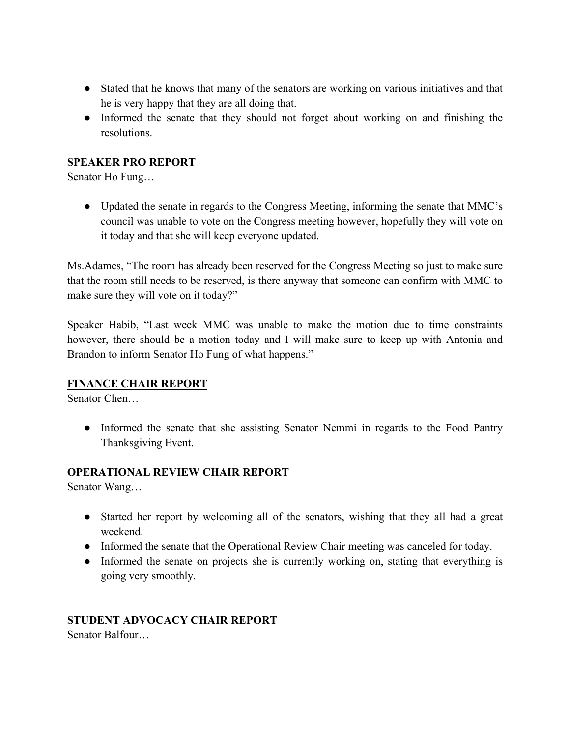- Stated that he knows that many of the senators are working on various initiatives and that he is very happy that they are all doing that.
- Informed the senate that they should not forget about working on and finishing the resolutions.

## SPEAKER PRO REPORT

Senator Ho Fung…

- Updated the senate in regards to the Congress Meeting, informing the senate that MMC's council was unable to vote on the Congress meeting however, hopefully they will vote on it today and that she will keep everyone updated.

Ms.Adames, "The room has already been reserved for the Congress Meeting so just to make sure that the room still needs to be reserved, is there anyway that someone can confirm with MMC to make sure they will vote on it today?"

Speaker Habib, "Last week MMC was unable to make the motion due to time constraints however, there should be a motion today and I will make sure to keep up with Antonia and Brandon to inform Senator Ho Fung of what happens."

## FINANCE CHAIR REPORT

Senator Chen…

- Informed the senate that she assisting Senator Nemmi in regards to the Food Pantry Thanksgiving Event.

## OPERATIONAL REVIEW CHAIR REPORT

Senator Wang…

- Started her report by welcoming all of the senators, wishing that they all had a great weekend.
- Informed the senate that the Operational Review Chair meeting was canceled for today.
- Informed the senate on projects she is currently working on, stating that everything is going very smoothly.

## STUDENT ADVOCACY CHAIR REPORT

Senator Balfour…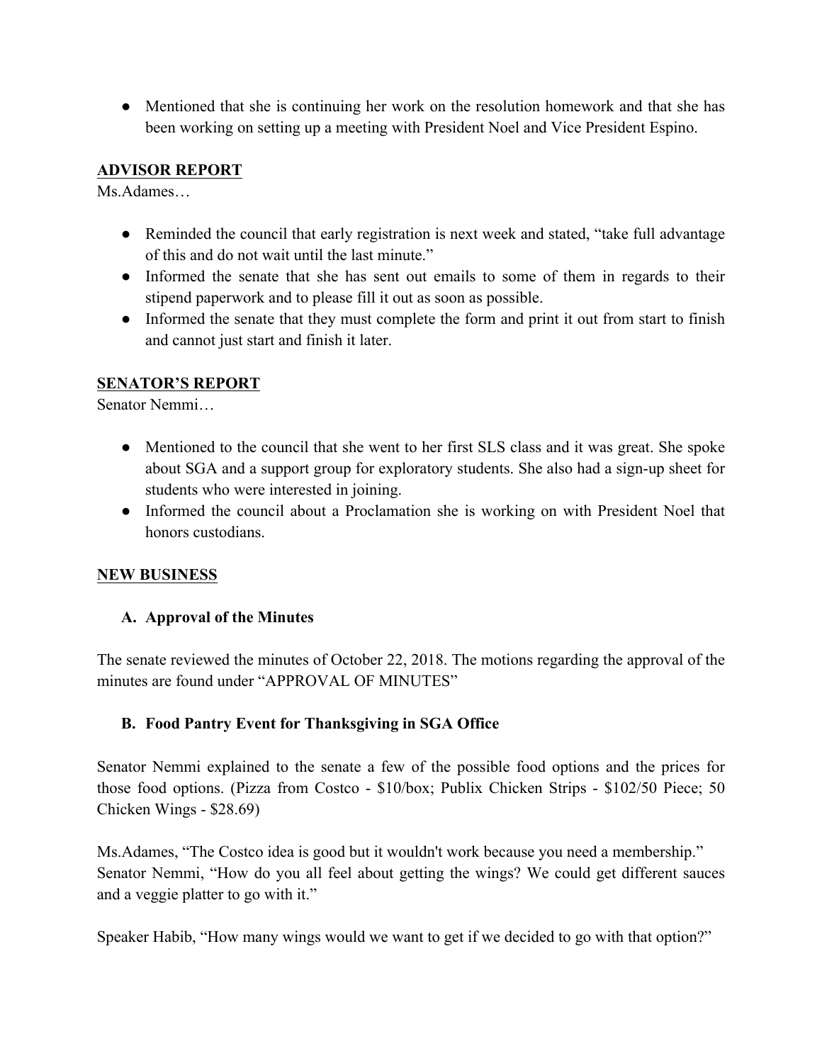- Mentioned that she is continuing her work on the resolution homework and that she has been working on setting up a meeting with President Noel and Vice President Espino.

## ADVISOR REPORT

Ms.Adames…

- Reminded the council that early registration is next week and stated, "take full advantage of this and do not wait until the last minute."
- Informed the senate that she has sent out emails to some of them in regards to their stipend paperwork and to please fill it out as soon as possible.
- Informed the senate that they must complete the form and print it out from start to finish and cannot just start and finish it later.

## SENATOR'S REPORT

Senator Nemmi…

- Mentioned to the council that she went to her first SLS class and it was great. She spoke about SGA and a support group for exploratory students. She also had a sign-up sheet for students who were interested in joining.
- Informed the council about a Proclamation she is working on with President Noel that honors custodians.

## NEW BUSINESS

### A. Approval of the Minutes

The senate reviewed the minutes of October 22, 2018. The motions regarding the approval of the minutes are found under "APPROVAL OF MINUTES"

### B. Food Pantry Event for Thanksgiving in SGA Office

Senator Nemmi explained to the senate a few of the possible food options and the prices for those food options. (Pizza from Costco - $10/box; Publix Chicken Strips - $102/50 Piece; 50 Chicken Wings - $28.69)

Ms.Adames, "The Costco idea is good but it wouldn't work because you need a membership."
Senator Nemmi, "How do you all feel about getting the wings? We could get different sauces and a veggie platter to go with it."

Speaker Habib, "How many wings would we want to get if we decided to go with that option?"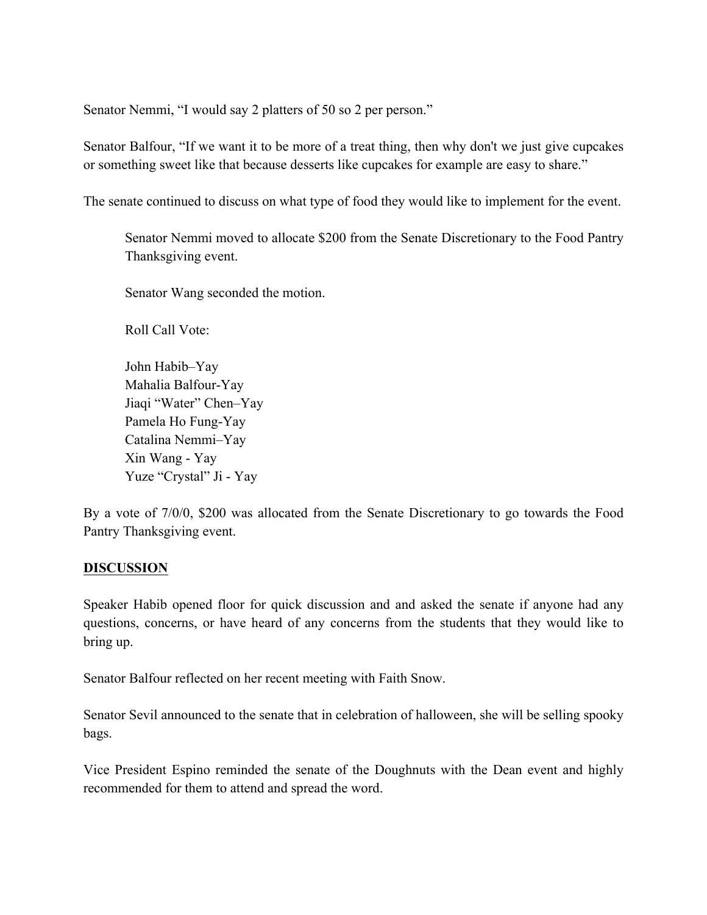Senator Nemmi, "I would say 2 platters of 50 so 2 per person."

Senator Balfour, "If we want it to be more of a treat thing, then why don't we just give cupcakes or something sweet like that because desserts like cupcakes for example are easy to share."

The senate continued to discuss on what type of food they would like to implement for the event.

> Senator Nemmi moved to allocate $200 from the Senate Discretionary to the Food Pantry Thanksgiving event.
>
> Senator Wang seconded the motion.
>
> Roll Call Vote:
>
> John Habib–Yay
> Mahalia Balfour-Yay
> Jiaqi "Water" Chen–Yay
> Pamela Ho Fung-Yay
> Catalina Nemmi–Yay
> Xin Wang - Yay
> Yuze "Crystal" Ji - Yay

By a vote of 7/0/0, $200 was allocated from the Senate Discretionary to go towards the Food Pantry Thanksgiving event.

**DISCUSSION**

Speaker Habib opened floor for quick discussion and and asked the senate if anyone had any questions, concerns, or have heard of any concerns from the students that they would like to bring up.

Senator Balfour reflected on her recent meeting with Faith Snow.

Senator Sevil announced to the senate that in celebration of halloween, she will be selling spooky bags.

Vice President Espino reminded the senate of the Doughnuts with the Dean event and highly recommended for them to attend and spread the word.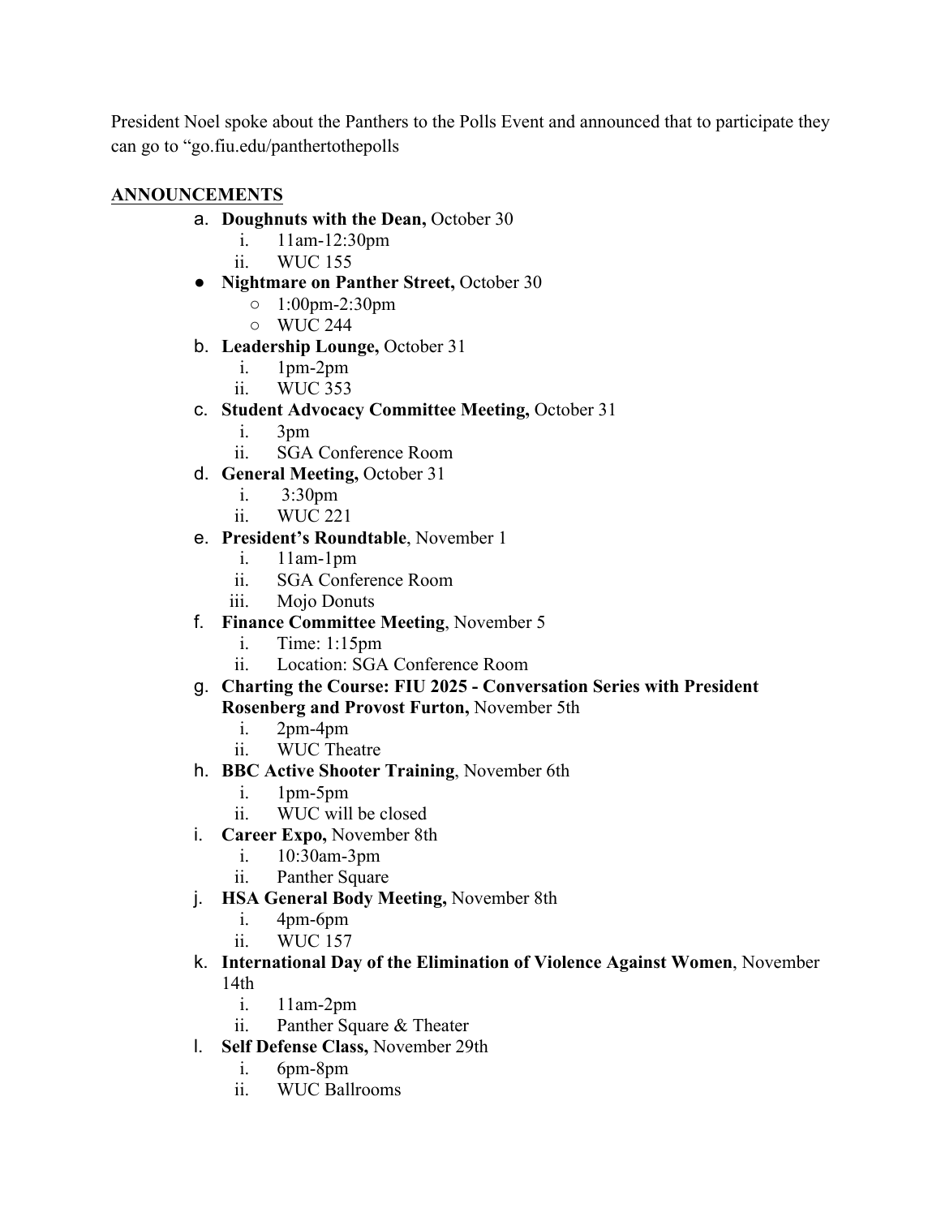President Noel spoke about the Panthers to the Polls Event and announced that to participate they can go to “go.fiu.edu/panthertothepolls

**ANNOUNCEMENTS**

a. **Doughnuts with the Dean,** October 30
   i. 11am-12:30pm
   ii. WUC 155
- **Nightmare on Panther Street,** October 30
  - 1:00pm-2:30pm
  - WUC 244

b. **Leadership Lounge,** October 31
   i. 1pm-2pm
   ii. WUC 353

c. **Student Advocacy Committee Meeting,** October 31
   i. 3pm
   ii. SGA Conference Room

d. **General Meeting,** October 31
   i. 3:30pm
   ii. WUC 221

e. **President’s Roundtable**, November 1
   i. 11am-1pm
   ii. SGA Conference Room
   iii. Mojo Donuts

f. **Finance Committee Meeting**, November 5
   i. Time: 1:15pm
   ii. Location: SGA Conference Room

g. **Charting the Course: FIU 2025 - Conversation Series with President Rosenberg and Provost Furton,** November 5th
   i. 2pm-4pm
   ii. WUC Theatre

h. **BBC Active Shooter Training**, November 6th
   i. 1pm-5pm
   ii. WUC will be closed

i. **Career Expo,** November 8th
   i. 10:30am-3pm
   ii. Panther Square

j. **HSA General Body Meeting,** November 8th
   i. 4pm-6pm
   ii. WUC 157

k. **International Day of the Elimination of Violence Against Women**, November 14th
   i. 11am-2pm
   ii. Panther Square & Theater

l. **Self Defense Class,** November 29th
   i. 6pm-8pm
   ii. WUC Ballrooms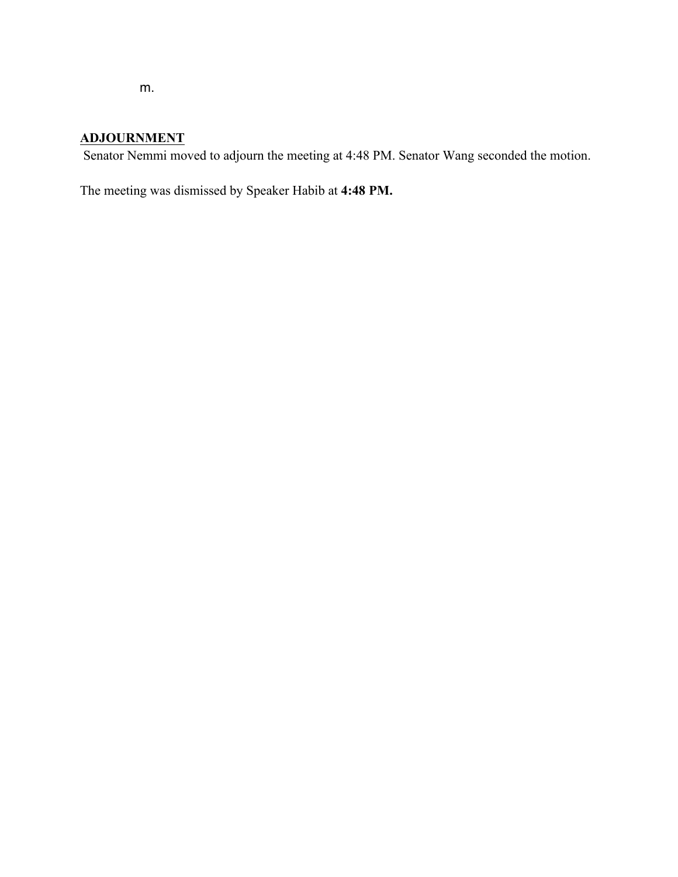m.

**ADJOURNMENT**

Senator Nemmi moved to adjourn the meeting at 4:48 PM. Senator Wang seconded the motion.

The meeting was dismissed by Speaker Habib at **4:48 PM.**